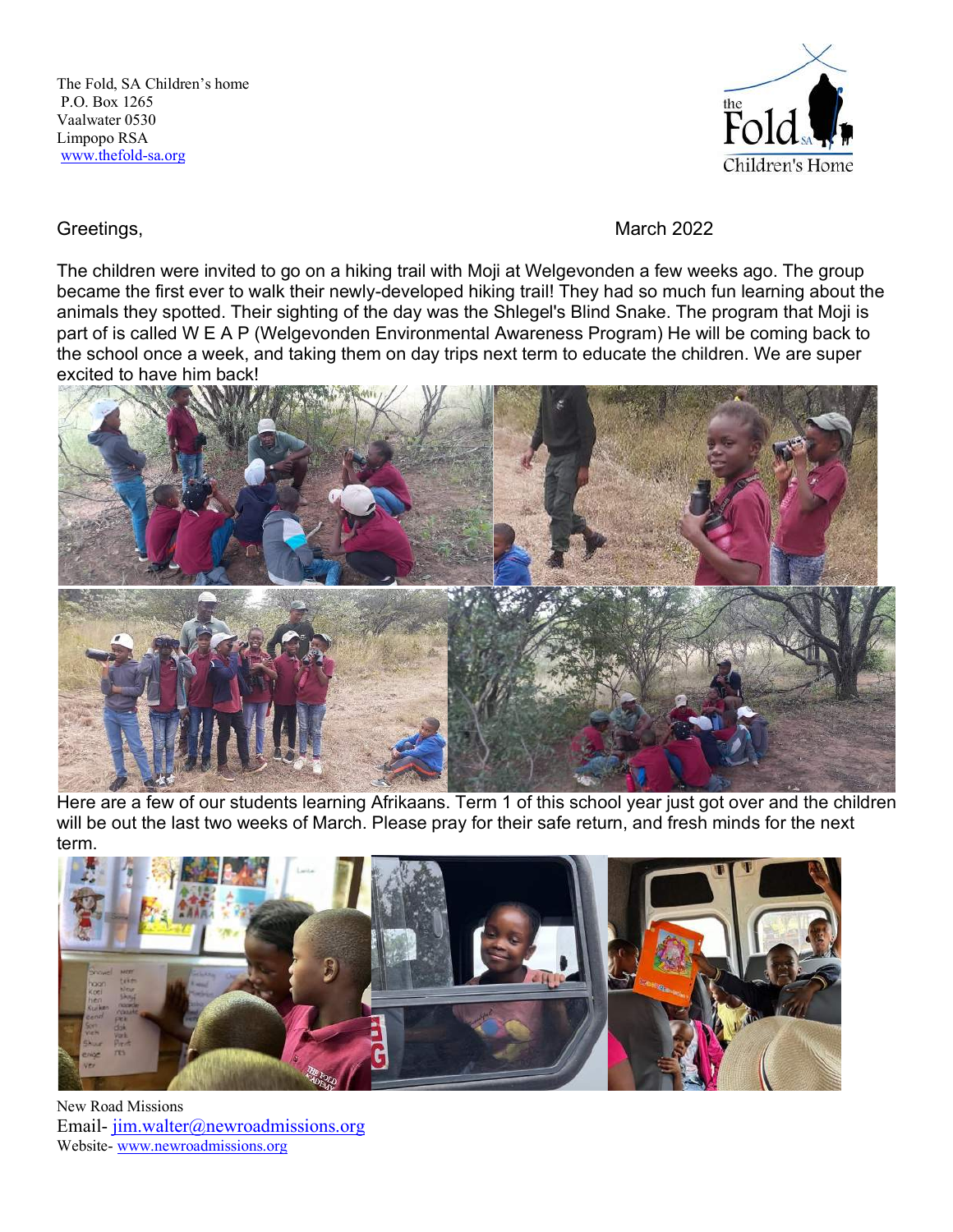The Fold, SA Children's home
P.O. Box 1265
Vaalwater 0530
Limpopo RSA
www.thefold-sa.org

the Fold SA Children's Home

Greetings,

March 2022

The children were invited to go on a hiking trail with Moji at Welgevonden a few weeks ago. The group became the first ever to walk their newly-developed hiking trail! They had so much fun learning about the animals they spotted. Their sighting of the day was the Shlegel's Blind Snake. The program that Moji is part of is called W E A P (Welgevonden Environmental Awareness Program) He will be coming back to the school once a week, and taking them on day trips next term to educate the children. We are super excited to have him back!

Here are a few of our students learning Afrikaans. Term 1 of this school year just got over and the children will be out the last two weeks of March. Please pray for their safe return, and fresh minds for the next term.

New Road Missions
Email- jim.walter@newroadmissions.org
Website- www.newroadmissions.org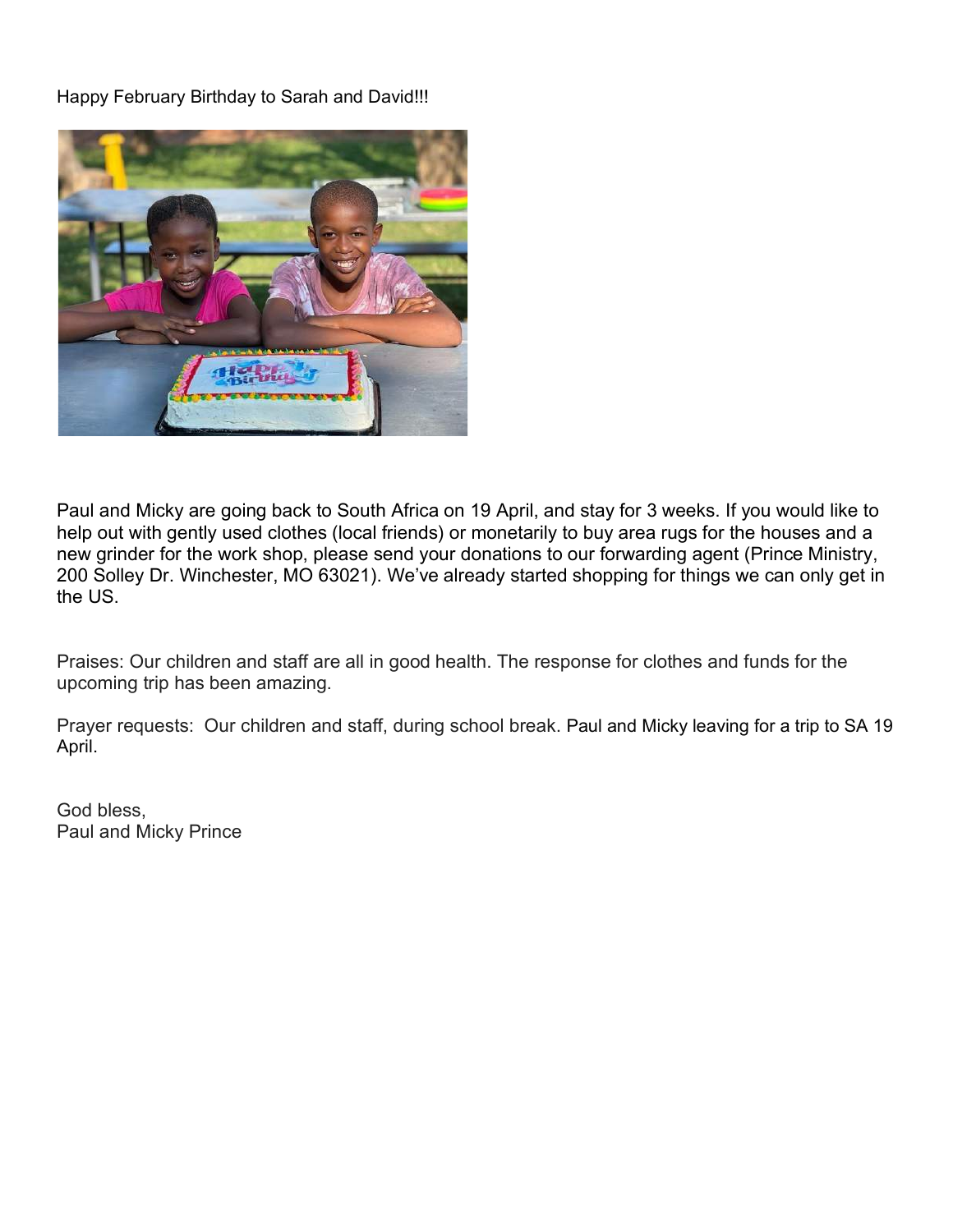Happy February Birthday to Sarah and David!!!

Paul and Micky are going back to South Africa on 19 April, and stay for 3 weeks. If you would like to help out with gently used clothes (local friends) or monetarily to buy area rugs for the houses and a new grinder for the work shop, please send your donations to our forwarding agent (Prince Ministry, 200 Solley Dr. Winchester, MO 63021). We've already started shopping for things we can only get in the US.

Praises: Our children and staff are all in good health. The response for clothes and funds for the upcoming trip has been amazing.

Prayer requests: Our children and staff, during school break. Paul and Micky leaving for a trip to SA 19 April.

God bless,
Paul and Micky Prince